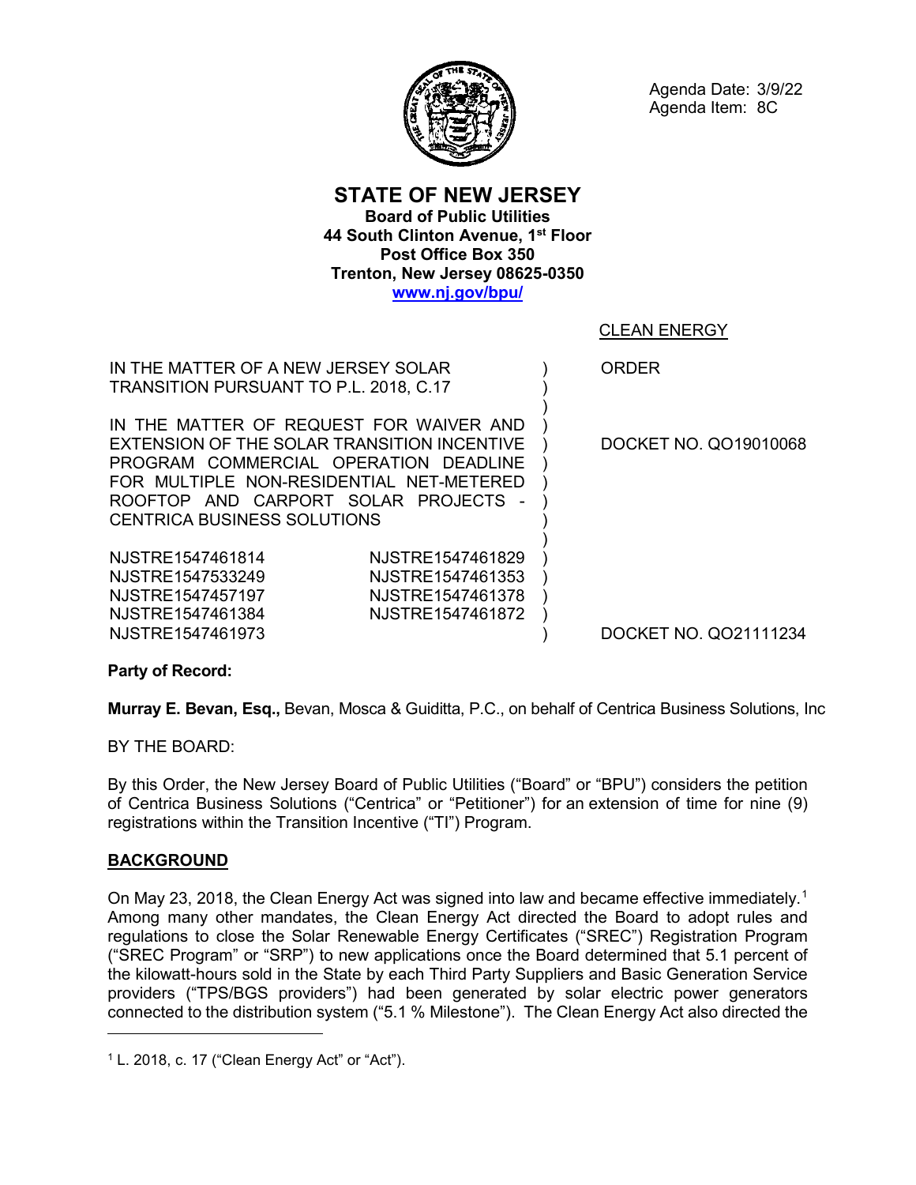Agenda Date: 3/9/22
Agenda Item: 8C

# STATE OF NEW JERSEY

**Board of Public Utilities**
**44 South Clinton Avenue, 1st Floor**
**Post Office Box 350**
**Trenton, New Jersey 08625-0350**
**www.nj.gov/bpu/**

CLEAN ENERGY

| | |
|---|---|
| IN THE MATTER OF A NEW JERSEY SOLAR TRANSITION PURSUANT TO P.L. 2018, C.17 | ORDER |
| IN THE MATTER OF REQUEST FOR WAIVER AND EXTENSION OF THE SOLAR TRANSITION INCENTIVE PROGRAM COMMERCIAL OPERATION DEADLINE FOR MULTIPLE NON-RESIDENTIAL NET-METERED ROOFTOP AND CARPORT SOLAR PROJECTS - CENTRICA BUSINESS SOLUTIONS | DOCKET NO. QO19010068 |
| NJSTRE1547461814 NJSTRE1547461829<br>NJSTRE1547533249 NJSTRE1547461353<br>NJSTRE1547457197 NJSTRE1547461378<br>NJSTRE1547461384 NJSTRE1547461872<br>NJSTRE1547461973 | DOCKET NO. QO21111234 |

**Party of Record:**

**Murray E. Bevan, Esq.,** Bevan, Mosca & Guiditta, P.C., on behalf of Centrica Business Solutions, Inc

BY THE BOARD:

By this Order, the New Jersey Board of Public Utilities ("Board" or "BPU") considers the petition of Centrica Business Solutions ("Centrica" or "Petitioner") for an extension of time for nine (9) registrations within the Transition Incentive ("TI") Program.

## BACKGROUND

On May 23, 2018, the Clean Energy Act was signed into law and became effective immediately.[1] Among many other mandates, the Clean Energy Act directed the Board to adopt rules and regulations to close the Solar Renewable Energy Certificates ("SREC") Registration Program ("SREC Program" or "SRP") to new applications once the Board determined that 5.1 percent of the kilowatt-hours sold in the State by each Third Party Suppliers and Basic Generation Service providers ("TPS/BGS providers") had been generated by solar electric power generators connected to the distribution system ("5.1 % Milestone"). The Clean Energy Act also directed the

[1] L. 2018, c. 17 ("Clean Energy Act" or "Act").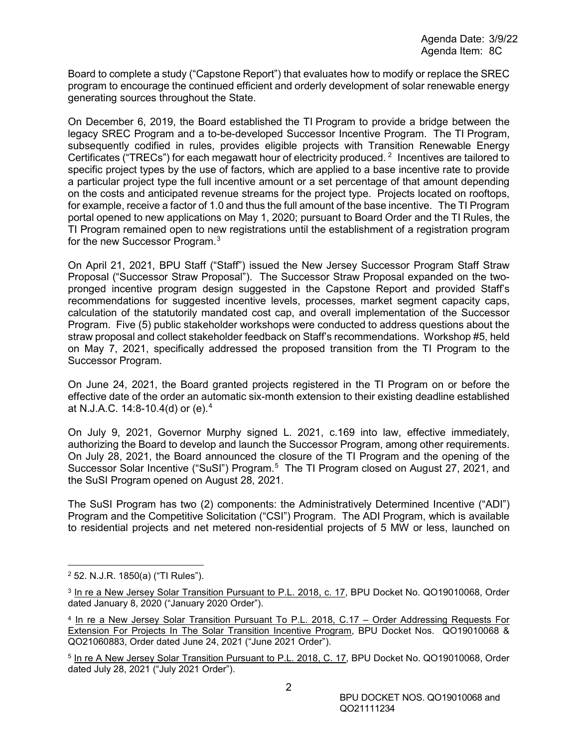Board to complete a study ("Capstone Report") that evaluates how to modify or replace the SREC program to encourage the continued efficient and orderly development of solar renewable energy generating sources throughout the State.

On December 6, 2019, the Board established the TI Program to provide a bridge between the legacy SREC Program and a to-be-developed Successor Incentive Program. The TI Program, subsequently codified in rules, provides eligible projects with Transition Renewable Energy Certificates ("TRECs") for each megawatt hour of electricity produced.[2] Incentives are tailored to specific project types by the use of factors, which are applied to a base incentive rate to provide a particular project type the full incentive amount or a set percentage of that amount depending on the costs and anticipated revenue streams for the project type. Projects located on rooftops, for example, receive a factor of 1.0 and thus the full amount of the base incentive. The TI Program portal opened to new applications on May 1, 2020; pursuant to Board Order and the TI Rules, the TI Program remained open to new registrations until the establishment of a registration program for the new Successor Program.[3]

On April 21, 2021, BPU Staff ("Staff") issued the New Jersey Successor Program Staff Straw Proposal ("Successor Straw Proposal"). The Successor Straw Proposal expanded on the two-pronged incentive program design suggested in the Capstone Report and provided Staff's recommendations for suggested incentive levels, processes, market segment capacity caps, calculation of the statutorily mandated cost cap, and overall implementation of the Successor Program. Five (5) public stakeholder workshops were conducted to address questions about the straw proposal and collect stakeholder feedback on Staff's recommendations. Workshop #5, held on May 7, 2021, specifically addressed the proposed transition from the TI Program to the Successor Program.

On June 24, 2021, the Board granted projects registered in the TI Program on or before the effective date of the order an automatic six-month extension to their existing deadline established at N.J.A.C. 14:8-10.4(d) or (e).[4]

On July 9, 2021, Governor Murphy signed L. 2021, c.169 into law, effective immediately, authorizing the Board to develop and launch the Successor Program, among other requirements. On July 28, 2021, the Board announced the closure of the TI Program and the opening of the Successor Solar Incentive ("SuSI") Program.[5] The TI Program closed on August 27, 2021, and the SuSI Program opened on August 28, 2021.

The SuSI Program has two (2) components: the Administratively Determined Incentive ("ADI") Program and the Competitive Solicitation ("CSI") Program. The ADI Program, which is available to residential projects and net metered non-residential projects of 5 MW or less, launched on

---

[2] 52. N.J.R. 1850(a) ("TI Rules").

[3] In re a New Jersey Solar Transition Pursuant to P.L. 2018, c. 17, BPU Docket No. QO19010068, Order dated January 8, 2020 ("January 2020 Order").

[4] In re a New Jersey Solar Transition Pursuant To P.L. 2018, C.17 – Order Addressing Requests For Extension For Projects In The Solar Transition Incentive Program, BPU Docket Nos. QO19010068 & QO21060883, Order dated June 24, 2021 ("June 2021 Order").

[5] In re A New Jersey Solar Transition Pursuant to P.L. 2018, C. 17, BPU Docket No. QO19010068, Order dated July 28, 2021 ("July 2021 Order").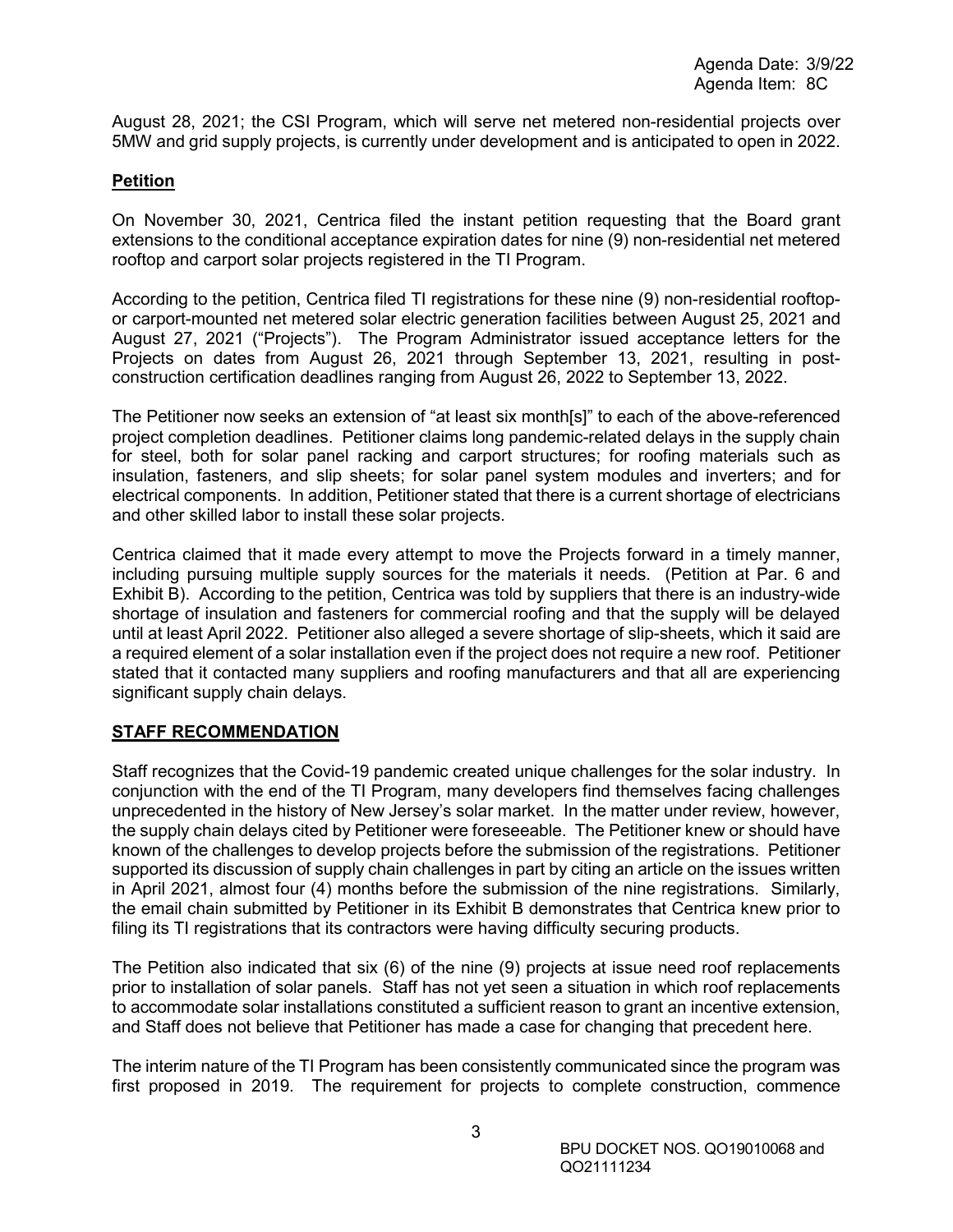August 28, 2021; the CSI Program, which will serve net metered non-residential projects over 5MW and grid supply projects, is currently under development and is anticipated to open in 2022.

## Petition

On November 30, 2021, Centrica filed the instant petition requesting that the Board grant extensions to the conditional acceptance expiration dates for nine (9) non-residential net metered rooftop and carport solar projects registered in the TI Program.

According to the petition, Centrica filed TI registrations for these nine (9) non-residential rooftop- or carport-mounted net metered solar electric generation facilities between August 25, 2021 and August 27, 2021 ("Projects"). The Program Administrator issued acceptance letters for the Projects on dates from August 26, 2021 through September 13, 2021, resulting in post-construction certification deadlines ranging from August 26, 2022 to September 13, 2022.

The Petitioner now seeks an extension of "at least six month[s]" to each of the above-referenced project completion deadlines. Petitioner claims long pandemic-related delays in the supply chain for steel, both for solar panel racking and carport structures; for roofing materials such as insulation, fasteners, and slip sheets; for solar panel system modules and inverters; and for electrical components. In addition, Petitioner stated that there is a current shortage of electricians and other skilled labor to install these solar projects.

Centrica claimed that it made every attempt to move the Projects forward in a timely manner, including pursuing multiple supply sources for the materials it needs. (Petition at Par. 6 and Exhibit B). According to the petition, Centrica was told by suppliers that there is an industry-wide shortage of insulation and fasteners for commercial roofing and that the supply will be delayed until at least April 2022. Petitioner also alleged a severe shortage of slip-sheets, which it said are a required element of a solar installation even if the project does not require a new roof. Petitioner stated that it contacted many suppliers and roofing manufacturers and that all are experiencing significant supply chain delays.

## STAFF RECOMMENDATION

Staff recognizes that the Covid-19 pandemic created unique challenges for the solar industry. In conjunction with the end of the TI Program, many developers find themselves facing challenges unprecedented in the history of New Jersey's solar market. In the matter under review, however, the supply chain delays cited by Petitioner were foreseeable. The Petitioner knew or should have known of the challenges to develop projects before the submission of the registrations. Petitioner supported its discussion of supply chain challenges in part by citing an article on the issues written in April 2021, almost four (4) months before the submission of the nine registrations. Similarly, the email chain submitted by Petitioner in its Exhibit B demonstrates that Centrica knew prior to filing its TI registrations that its contractors were having difficulty securing products.

The Petition also indicated that six (6) of the nine (9) projects at issue need roof replacements prior to installation of solar panels. Staff has not yet seen a situation in which roof replacements to accommodate solar installations constituted a sufficient reason to grant an incentive extension, and Staff does not believe that Petitioner has made a case for changing that precedent here.

The interim nature of the TI Program has been consistently communicated since the program was first proposed in 2019. The requirement for projects to complete construction, commence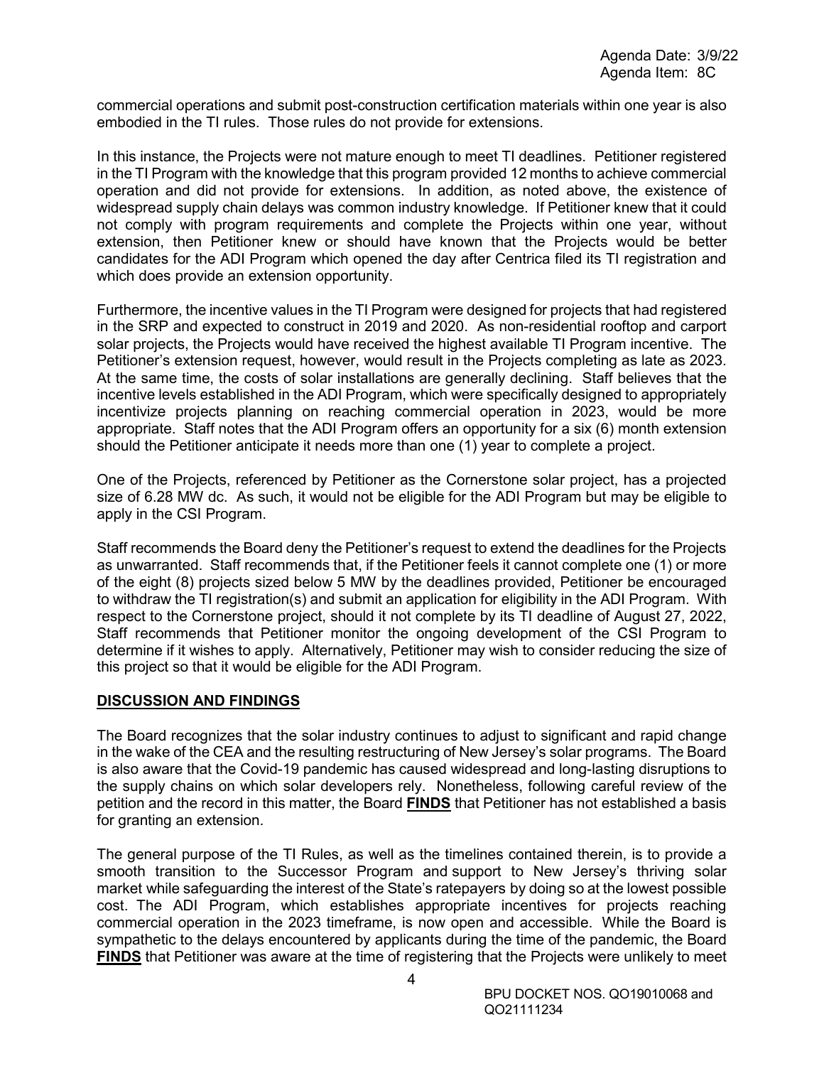commercial operations and submit post-construction certification materials within one year is also embodied in the TI rules. Those rules do not provide for extensions.

In this instance, the Projects were not mature enough to meet TI deadlines. Petitioner registered in the TI Program with the knowledge that this program provided 12 months to achieve commercial operation and did not provide for extensions. In addition, as noted above, the existence of widespread supply chain delays was common industry knowledge. If Petitioner knew that it could not comply with program requirements and complete the Projects within one year, without extension, then Petitioner knew or should have known that the Projects would be better candidates for the ADI Program which opened the day after Centrica filed its TI registration and which does provide an extension opportunity.

Furthermore, the incentive values in the TI Program were designed for projects that had registered in the SRP and expected to construct in 2019 and 2020. As non-residential rooftop and carport solar projects, the Projects would have received the highest available TI Program incentive. The Petitioner's extension request, however, would result in the Projects completing as late as 2023. At the same time, the costs of solar installations are generally declining. Staff believes that the incentive levels established in the ADI Program, which were specifically designed to appropriately incentivize projects planning on reaching commercial operation in 2023, would be more appropriate. Staff notes that the ADI Program offers an opportunity for a six (6) month extension should the Petitioner anticipate it needs more than one (1) year to complete a project.

One of the Projects, referenced by Petitioner as the Cornerstone solar project, has a projected size of 6.28 MW dc. As such, it would not be eligible for the ADI Program but may be eligible to apply in the CSI Program.

Staff recommends the Board deny the Petitioner's request to extend the deadlines for the Projects as unwarranted. Staff recommends that, if the Petitioner feels it cannot complete one (1) or more of the eight (8) projects sized below 5 MW by the deadlines provided, Petitioner be encouraged to withdraw the TI registration(s) and submit an application for eligibility in the ADI Program. With respect to the Cornerstone project, should it not complete by its TI deadline of August 27, 2022, Staff recommends that Petitioner monitor the ongoing development of the CSI Program to determine if it wishes to apply. Alternatively, Petitioner may wish to consider reducing the size of this project so that it would be eligible for the ADI Program.

## DISCUSSION AND FINDINGS

The Board recognizes that the solar industry continues to adjust to significant and rapid change in the wake of the CEA and the resulting restructuring of New Jersey's solar programs. The Board is also aware that the Covid-19 pandemic has caused widespread and long-lasting disruptions to the supply chains on which solar developers rely. Nonetheless, following careful review of the petition and the record in this matter, the Board **FINDS** that Petitioner has not established a basis for granting an extension.

The general purpose of the TI Rules, as well as the timelines contained therein, is to provide a smooth transition to the Successor Program and support to New Jersey's thriving solar market while safeguarding the interest of the State's ratepayers by doing so at the lowest possible cost. The ADI Program, which establishes appropriate incentives for projects reaching commercial operation in the 2023 timeframe, is now open and accessible. While the Board is sympathetic to the delays encountered by applicants during the time of the pandemic, the Board **FINDS** that Petitioner was aware at the time of registering that the Projects were unlikely to meet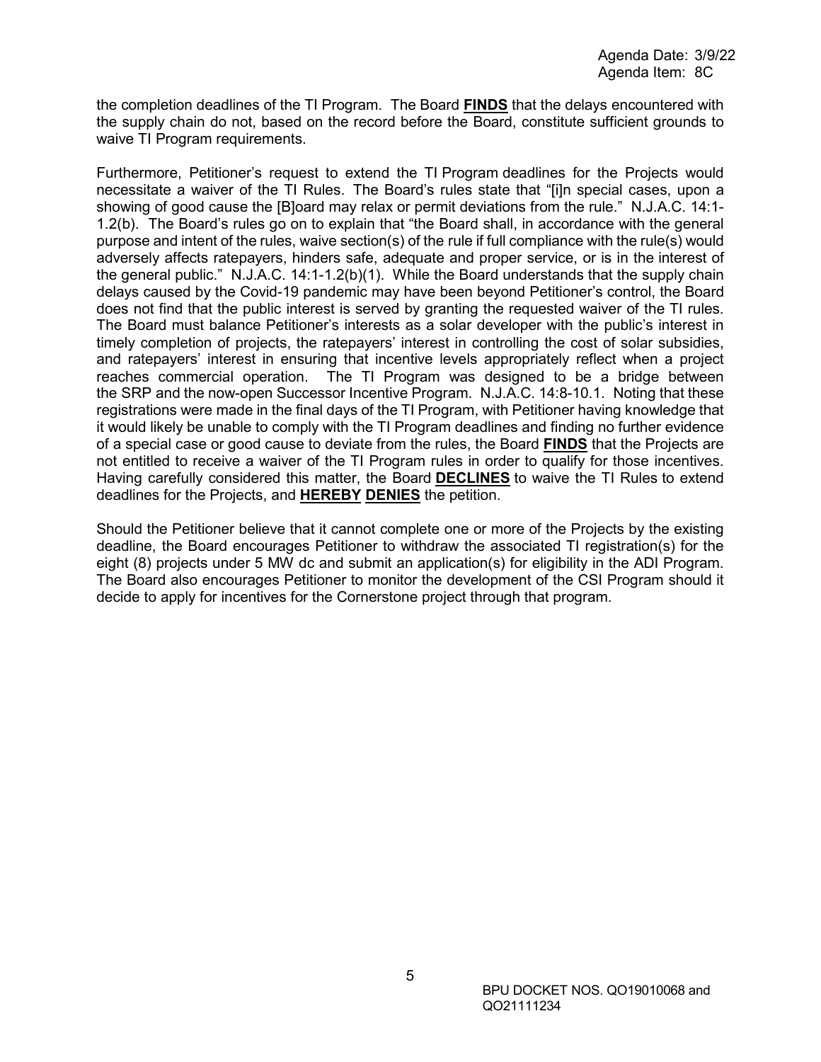the completion deadlines of the TI Program. The Board **FINDS** that the delays encountered with the supply chain do not, based on the record before the Board, constitute sufficient grounds to waive TI Program requirements.

Furthermore, Petitioner's request to extend the TI Program deadlines for the Projects would necessitate a waiver of the TI Rules. The Board's rules state that "[i]n special cases, upon a showing of good cause the [B]oard may relax or permit deviations from the rule." N.J.A.C. 14:1-1.2(b). The Board's rules go on to explain that "the Board shall, in accordance with the general purpose and intent of the rules, waive section(s) of the rule if full compliance with the rule(s) would adversely affects ratepayers, hinders safe, adequate and proper service, or is in the interest of the general public." N.J.A.C. 14:1-1.2(b)(1). While the Board understands that the supply chain delays caused by the Covid-19 pandemic may have been beyond Petitioner's control, the Board does not find that the public interest is served by granting the requested waiver of the TI rules. The Board must balance Petitioner's interests as a solar developer with the public's interest in timely completion of projects, the ratepayers' interest in controlling the cost of solar subsidies, and ratepayers' interest in ensuring that incentive levels appropriately reflect when a project reaches commercial operation. The TI Program was designed to be a bridge between the SRP and the now-open Successor Incentive Program. N.J.A.C. 14:8-10.1. Noting that these registrations were made in the final days of the TI Program, with Petitioner having knowledge that it would likely be unable to comply with the TI Program deadlines and finding no further evidence of a special case or good cause to deviate from the rules, the Board **FINDS** that the Projects are not entitled to receive a waiver of the TI Program rules in order to qualify for those incentives. Having carefully considered this matter, the Board **DECLINES** to waive the TI Rules to extend deadlines for the Projects, and **HEREBY DENIES** the petition.

Should the Petitioner believe that it cannot complete one or more of the Projects by the existing deadline, the Board encourages Petitioner to withdraw the associated TI registration(s) for the eight (8) projects under 5 MW dc and submit an application(s) for eligibility in the ADI Program. The Board also encourages Petitioner to monitor the development of the CSI Program should it decide to apply for incentives for the Cornerstone project through that program.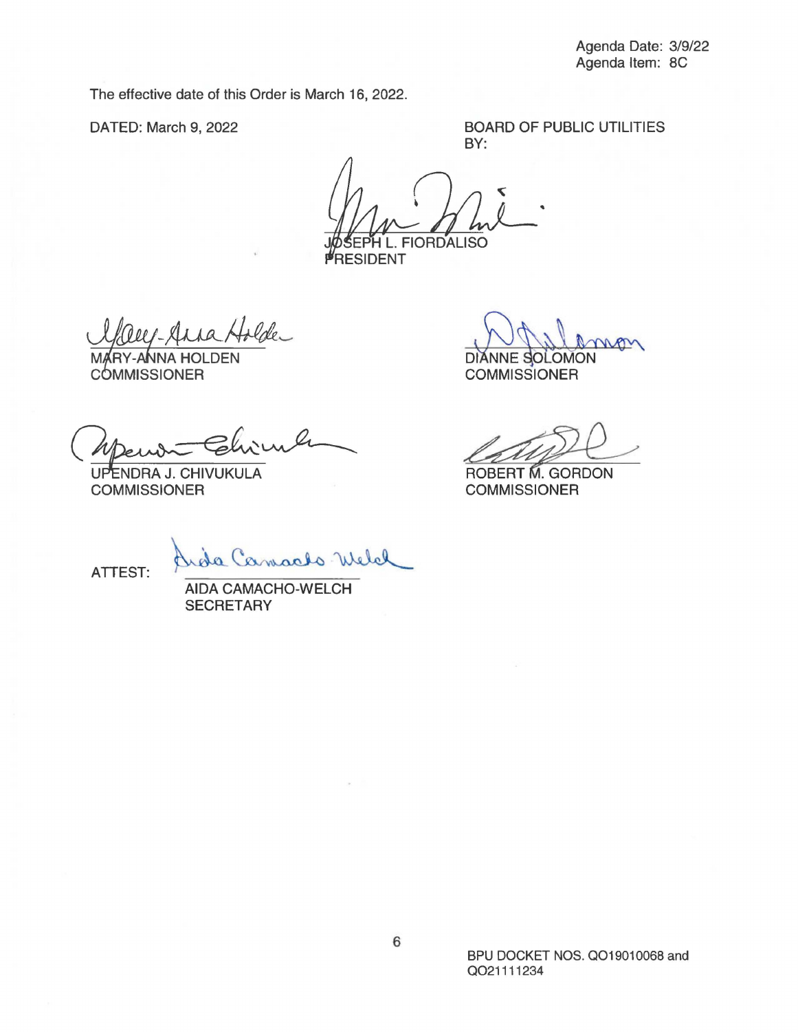Agenda Date: 3/9/22
Agenda Item: 8C

The effective date of this Order is March 16, 2022.

DATED: March 9, 2022

BOARD OF PUBLIC UTILITIES
BY:

JOSEPH L. FIORDALISO
PRESIDENT

MARY-ANNA HOLDEN
COMMISSIONER

DIANNE SOLOMON
COMMISSIONER

UPENDRA J. CHIVUKULA
COMMISSIONER

ROBERT M. GORDON
COMMISSIONER

ATTEST:

AIDA CAMACHO-WELCH
SECRETARY

BPU DOCKET NOS. QO19010068 and QO21111234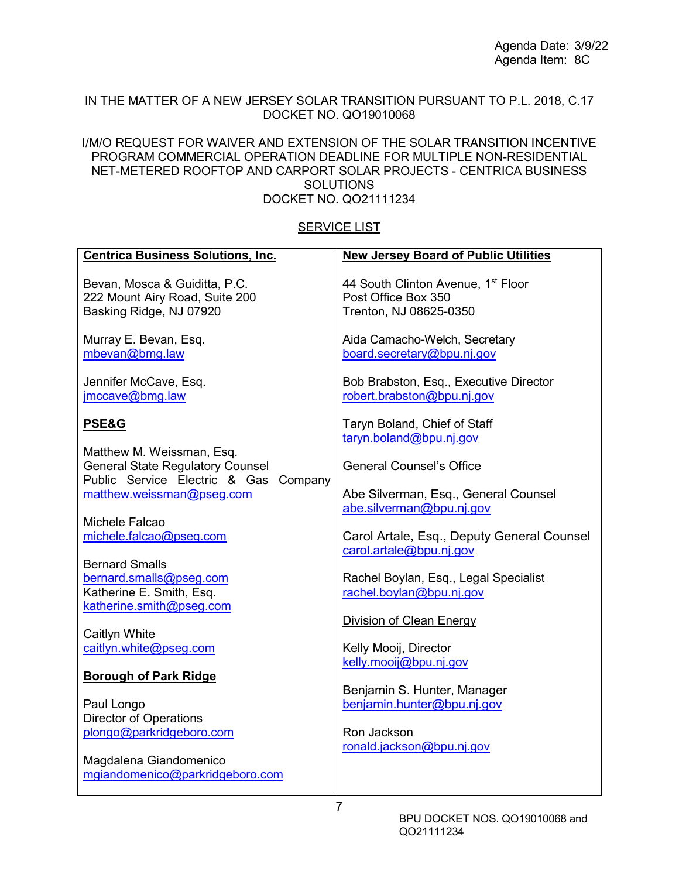Agenda Date: 3/9/22
Agenda Item: 8C

IN THE MATTER OF A NEW JERSEY SOLAR TRANSITION PURSUANT TO P.L. 2018, C.17
DOCKET NO. QO19010068

I/M/O REQUEST FOR WAIVER AND EXTENSION OF THE SOLAR TRANSITION INCENTIVE PROGRAM COMMERCIAL OPERATION DEADLINE FOR MULTIPLE NON-RESIDENTIAL NET-METERED ROOFTOP AND CARPORT SOLAR PROJECTS - CENTRICA BUSINESS SOLUTIONS
DOCKET NO. QO21111234

SERVICE LIST

**Centrica Business Solutions, Inc.**

Bevan, Mosca & Guiditta, P.C.
222 Mount Airy Road, Suite 200
Basking Ridge, NJ 07920

Murray E. Bevan, Esq.
mbevan@bmg.law

Jennifer McCave, Esq.
jmccave@bmg.law

**PSE&G**

Matthew M. Weissman, Esq.
General State Regulatory Counsel
Public Service Electric & Gas Company
matthew.weissman@pseg.com

Michele Falcao
michele.falcao@pseg.com

Bernard Smalls
bernard.smalls@pseg.com
Katherine E. Smith, Esq.
katherine.smith@pseg.com

Caitlyn White
caitlyn.white@pseg.com

**Borough of Park Ridge**

Paul Longo
Director of Operations
plongo@parkridgeboro.com

Magdalena Giandomenico
mgiandomenico@parkridgeboro.com

**New Jersey Board of Public Utilities**

44 South Clinton Avenue, 1st Floor
Post Office Box 350
Trenton, NJ 08625-0350

Aida Camacho-Welch, Secretary
board.secretary@bpu.nj.gov

Bob Brabston, Esq., Executive Director
robert.brabston@bpu.nj.gov

Taryn Boland, Chief of Staff
taryn.boland@bpu.nj.gov

General Counsel's Office

Abe Silverman, Esq., General Counsel
abe.silverman@bpu.nj.gov

Carol Artale, Esq., Deputy General Counsel
carol.artale@bpu.nj.gov

Rachel Boylan, Esq., Legal Specialist
rachel.boylan@bpu.nj.gov

Division of Clean Energy

Kelly Mooij, Director
kelly.mooij@bpu.nj.gov

Benjamin S. Hunter, Manager
benjamin.hunter@bpu.nj.gov

Ron Jackson
ronald.jackson@bpu.nj.gov

BPU DOCKET NOS. QO19010068 and QO21111234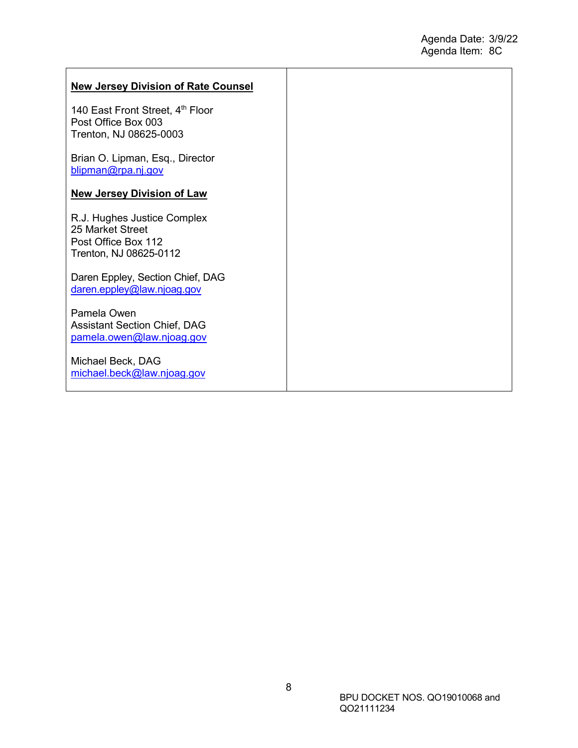| | |
|---|---|
| **New Jersey Division of Rate Counsel**<br><br>140 East Front Street, 4th Floor<br>Post Office Box 003<br>Trenton, NJ 08625-0003<br><br>Brian O. Lipman, Esq., Director<br>blipman@rpa.nj.gov<br><br>**New Jersey Division of Law**<br><br>R.J. Hughes Justice Complex<br>25 Market Street<br>Post Office Box 112<br>Trenton, NJ 08625-0112<br><br>Daren Eppley, Section Chief, DAG<br>daren.eppley@law.njoag.gov<br><br>Pamela Owen<br>Assistant Section Chief, DAG<br>pamela.owen@law.njoag.gov<br><br>Michael Beck, DAG<br>michael.beck@law.njoag.gov | |